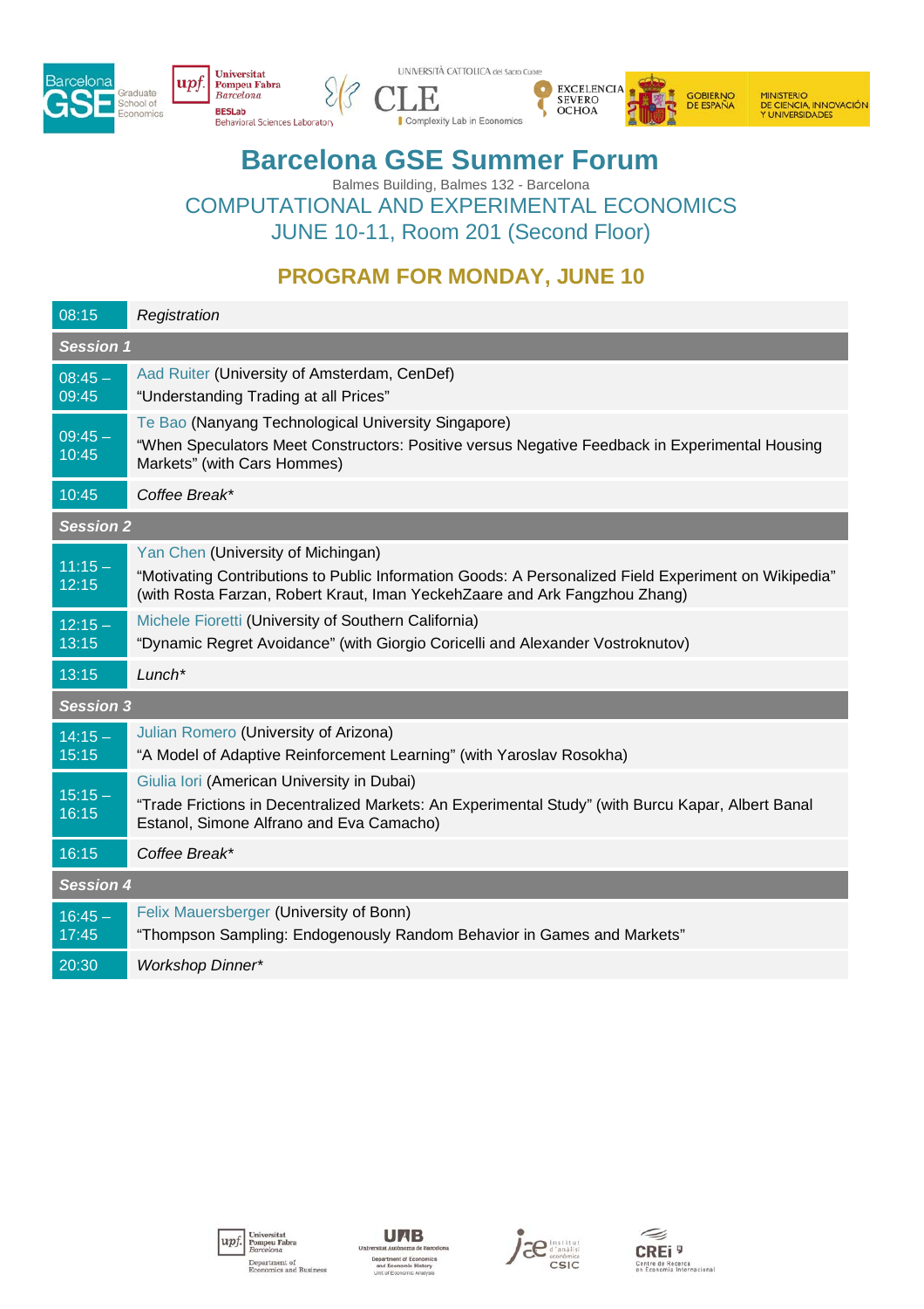# Barcelona GSE Summer Forum

Balmes Building, Balmes 132 - Barcelona

## COMPUTATIONAL AND EXPERIMENTAL ECONOMICS

## JUNE 10-11, Room 201 (Second Floor)

## PROGRAM FOR MONDAY, JUNE 10

| | |
|---|---|
| 08:15 | *Registration* |
| ***Session 1*** | |
| 08:45 – 09:45 | Aad Ruiter (University of Amsterdam, CenDef)<br>"Understanding Trading at all Prices" |
| 09:45 – 10:45 | Te Bao (Nanyang Technological University Singapore)<br>"When Speculators Meet Constructors: Positive versus Negative Feedback in Experimental Housing Markets" (with Cars Hommes) |
| 10:45 | *Coffee Break** |
| ***Session 2*** | |
| 11:15 – 12:15 | Yan Chen (University of Michingan)<br>"Motivating Contributions to Public Information Goods: A Personalized Field Experiment on Wikipedia" (with Rosta Farzan, Robert Kraut, Iman YeckehZaare and Ark Fangzhou Zhang) |
| 12:15 – 13:15 | Michele Fioretti (University of Southern California)<br>"Dynamic Regret Avoidance" (with Giorgio Coricelli and Alexander Vostroknutov) |
| 13:15 | *Lunch** |
| ***Session 3*** | |
| 14:15 – 15:15 | Julian Romero (University of Arizona)<br>"A Model of Adaptive Reinforcement Learning" (with Yaroslav Rosokha) |
| 15:15 – 16:15 | Giulia Iori (American University in Dubai)<br>"Trade Frictions in Decentralized Markets: An Experimental Study" (with Burcu Kapar, Albert Banal Estanol, Simone Alfrano and Eva Camacho) |
| 16:15 | *Coffee Break** |
| ***Session 4*** | |
| 16:45 – 17:45 | Felix Mauersberger (University of Bonn)<br>"Thompson Sampling: Endogenously Random Behavior in Games and Markets" |
| 20:30 | *Workshop Dinner** |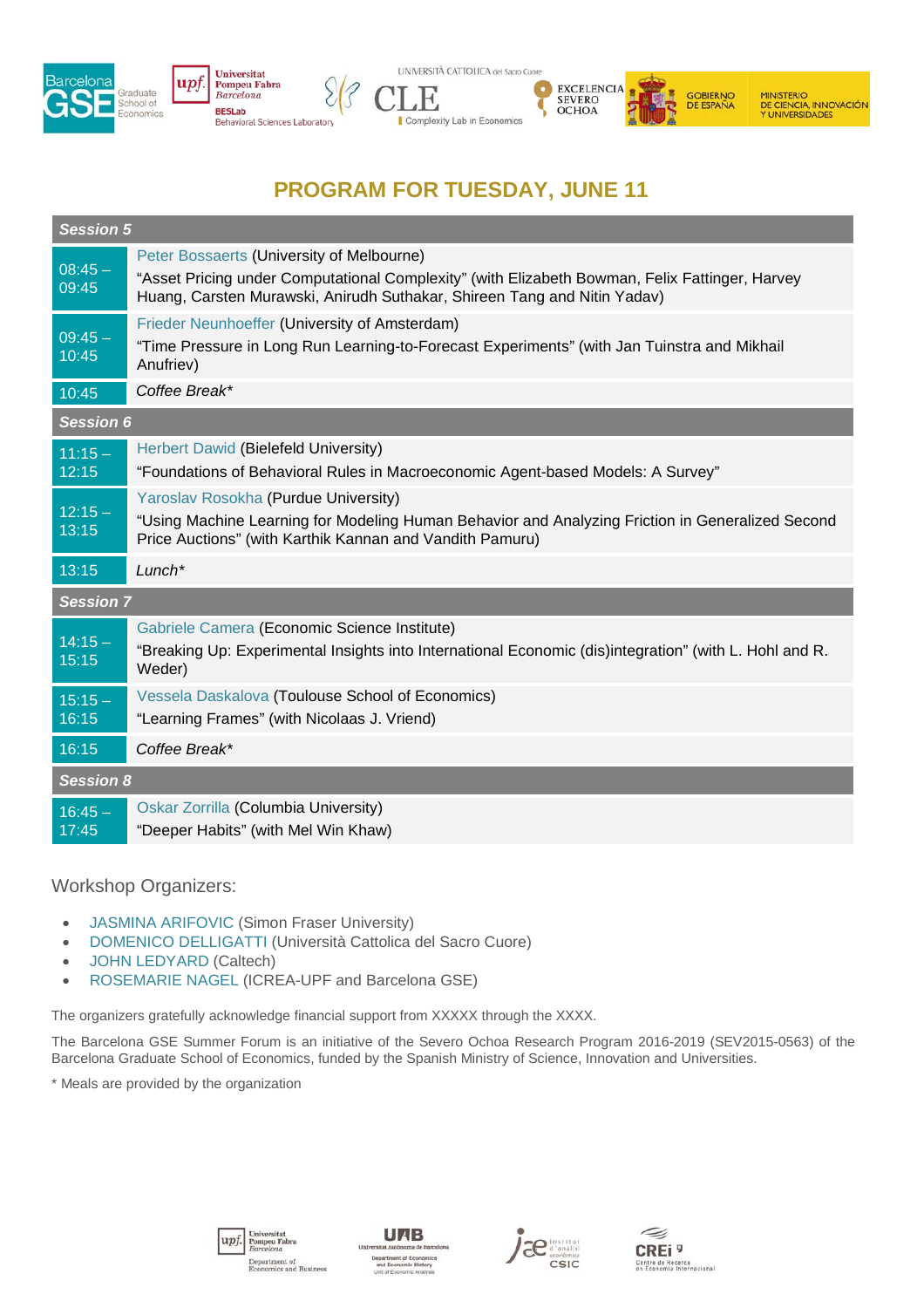# PROGRAM FOR TUESDAY, JUNE 11

| | |
|---|---|
| **Session 5** | |
| 08:45 – 09:45 | Peter Bossaerts (University of Melbourne)<br>"Asset Pricing under Computational Complexity" (with Elizabeth Bowman, Felix Fattinger, Harvey Huang, Carsten Murawski, Anirudh Suthakar, Shireen Tang and Nitin Yadav) |
| 09:45 – 10:45 | Frieder Neunhoeffer (University of Amsterdam)<br>"Time Pressure in Long Run Learning-to-Forecast Experiments" (with Jan Tuinstra and Mikhail Anufriev) |
| 10:45 | *Coffee Break\** |
| **Session 6** | |
| 11:15 – 12:15 | Herbert Dawid (Bielefeld University)<br>"Foundations of Behavioral Rules in Macroeconomic Agent-based Models: A Survey" |
| 12:15 – 13:15 | Yaroslav Rosokha (Purdue University)<br>"Using Machine Learning for Modeling Human Behavior and Analyzing Friction in Generalized Second Price Auctions" (with Karthik Kannan and Vandith Pamuru) |
| 13:15 | *Lunch\** |
| **Session 7** | |
| 14:15 – 15:15 | Gabriele Camera (Economic Science Institute)<br>"Breaking Up: Experimental Insights into International Economic (dis)integration" (with L. Hohl and R. Weder) |
| 15:15 – 16:15 | Vessela Daskalova (Toulouse School of Economics)<br>"Learning Frames" (with Nicolaas J. Vriend) |
| 16:15 | *Coffee Break\** |
| **Session 8** | |
| 16:45 – 17:45 | Oskar Zorrilla (Columbia University)<br>"Deeper Habits" (with Mel Win Khaw) |

## Workshop Organizers:

- JASMINA ARIFOVIC (Simon Fraser University)
- DOMENICO DELLIGATTI (Università Cattolica del Sacro Cuore)
- JOHN LEDYARD (Caltech)
- ROSEMARIE NAGEL (ICREA-UPF and Barcelona GSE)

The organizers gratefully acknowledge financial support from XXXXX through the XXXX.

The Barcelona GSE Summer Forum is an initiative of the Severo Ochoa Research Program 2016-2019 (SEV2015-0563) of the Barcelona Graduate School of Economics, funded by the Spanish Ministry of Science, Innovation and Universities.

\* Meals are provided by the organization